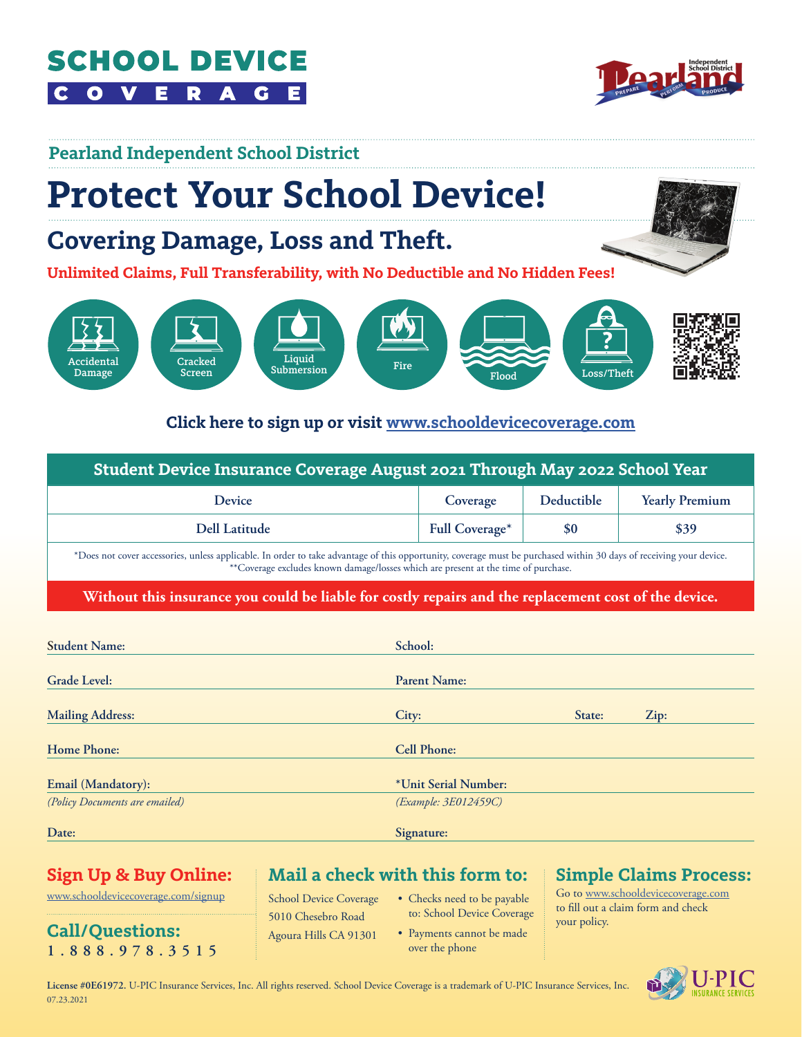# SCHOOL DEVICE COVERAGE

## Pearland Independent School District

# Protect Your School Device!

## Covering Damage, Loss and Theft.

**Unlimited Claims, Full Transferability, with No Deductible and No Hidden Fees!**

Accidental Damage | Cracked Screen | Liquid Submersion | Fire | Flood | Loss/Theft

**Click here to sign up or visit [www.schooldevicecoverage.com](www.schooldevicecoverage.com)**

| Student Device Insurance Coverage August 2021 Through May 2022 School Year | | | |
|---|---|---|---|
| **Device** | **Coverage** | **Deductible** | **Yearly Premium** |
| Dell Latitude | Full Coverage* | $0 | $39 |

*Does not cover accessories, unless applicable. In order to take advantage of this opportunity, coverage must be purchased within 30 days of receiving your device.
**Coverage excludes known damage/losses which are present at the time of purchase.

**Without this insurance you could be liable for costly repairs and the replacement cost of the device.**

**Student Name:** ____________________ **School:** ____________________

**Grade Level:** ____________________ **Parent Name:** ____________________

**Mailing Address:** ____________________ **City:** __________ **State:** __________ **Zip:** __________

**Home Phone:** ____________________ **Cell Phone:** ____________________

**Email (Mandatory):** ____________________ **\*Unit Serial Number:** ____________________
*(Policy Documents are emailed)* *(Example: 3E012459C)*

**Date:** ____________________ **Signature:** ____________________

## Sign Up & Buy Online:

[www.schooldevicecoverage.com/signup](www.schooldevicecoverage.com/signup)

## Call/Questions:

1.888.978.3515

## Mail a check with this form to:

School Device Coverage
5010 Chesebro Road
Agoura Hills CA 91301

- Checks need to be payable to: School Device Coverage
- Payments cannot be made over the phone

## Simple Claims Process:

Go to [www.schooldevicecoverage.com](www.schooldevicecoverage.com) to fill out a claim form and check your policy.

**License #0E61972.** U-PIC Insurance Services, Inc. All rights reserved. School Device Coverage is a trademark of U-PIC Insurance Services, Inc.
07.23.2021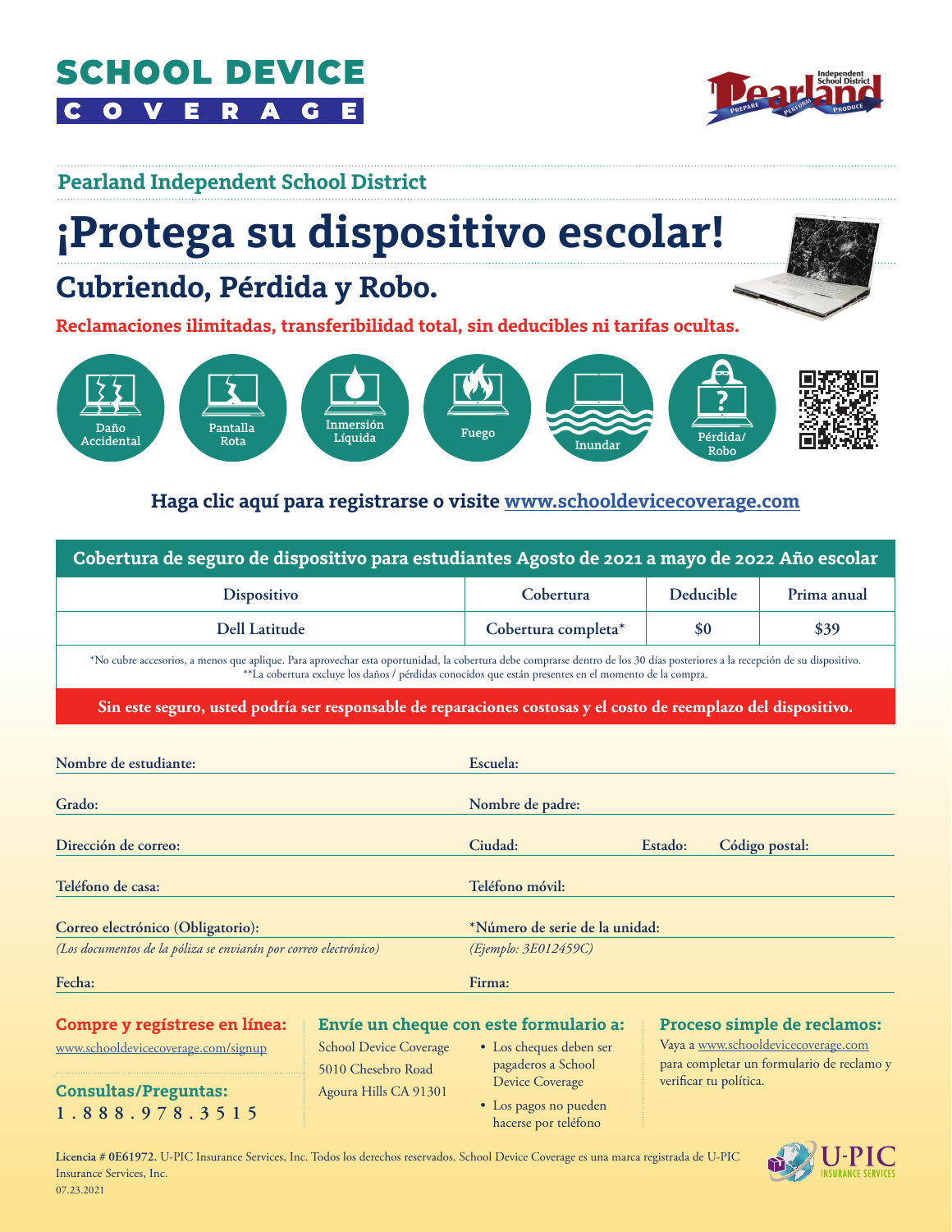# SCHOOL DEVICE COVERAGE

## Pearland Independent School District

# ¡Protega su dispositivo escolar!

## Cubriendo, Pérdida y Robo.

**Reclamaciones ilimitadas, transferibilidad total, sin deducibles ni tarifas ocultas.**

Daño Accidental · Pantalla Rota · Inmersión Líquida · Fuego · Inundar · Pérdida/Robo

**Haga clic aquí para registrarse o visite www.schooldevicecoverage.com**

| Cobertura de seguro de dispositivo para estudiantes Agosto de 2021 a mayo de 2022 Año escolar | | | |
|---|---|---|---|
| Dispositivo | Cobertura | Deducible | Prima anual |
| Dell Latitude | Cobertura completa* | $0 | $39 |

*No cubre accesorios, a menos que aplique. Para aprovechar esta oportunidad, la cobertura debe comprarse dentro de los 30 días posteriores a la recepción de su dispositivo.
**La cobertura excluye los daños / pérdidas conocidos que están presentes en el momento de la compra.

**Sin este seguro, usted podría ser responsable de reparaciones costosas y el costo de reemplazo del dispositivo.**

**Nombre de estudiante:** ____________________ **Escuela:** ____________________

**Grado:** ____________________ **Nombre de padre:** ____________________

**Dirección de correo:** ____________________ **Ciudad:** __________ **Estado:** __________ **Código postal:** __________

**Teléfono de casa:** ____________________ **Teléfono móvil:** ____________________

**Correo electrónico (Obligatorio):** ____________________ **\*Número de serie de la unidad:** ____________________

*(Los documentos de la póliza se enviarán por correo electrónico)* *(Ejemplo: 3E012459C)*

**Fecha:** ____________________ **Firma:** ____________________

### Compre y regístrese en línea:
www.schooldevicecoverage.com/signup

### Consultas/Preguntas:
**1.888.978.3515**

### Envíe un cheque con este formulario a:
School Device Coverage
5010 Chesebro Road
Agoura Hills CA 91301

- Los cheques deben ser pagaderos a School Device Coverage
- Los pagos no pueden hacerse por teléfono

### Proceso simple de reclamos:
Vaya a www.schooldevicecoverage.com para completar un formulario de reclamo y verificar tu política.

**Licencia # 0E61972.** U-PIC Insurance Services, Inc. Todos los derechos reservados. School Device Coverage es una marca registrada de U-PIC Insurance Services, Inc.
07.23.2021